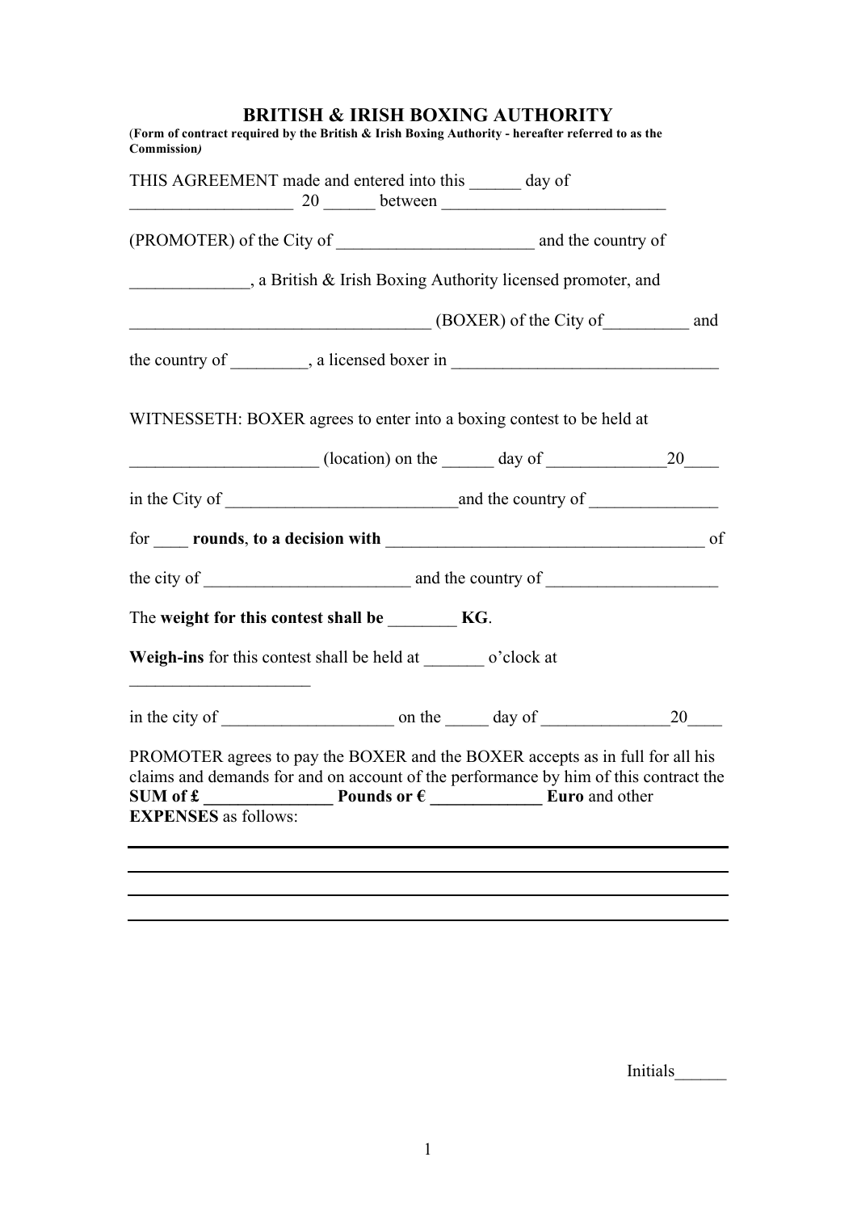# BRITISH & IRISH BOXING AUTHORITY

(**Form of contract required by the British & Irish Boxing Authority - hereafter referred to as the Commission***)*

THIS AGREEMENT made and entered into this ______ day of ___________________ 20 ______ between __________________________

(PROMOTER) of the City of _______________________ and the country of

______________, a British & Irish Boxing Authority licensed promoter, and

___________________________________ (BOXER) of the City of__________ and

the country of _________, a licensed boxer in _______________________________

WITNESSETH: BOXER agrees to enter into a boxing contest to be held at

______________________ (location) on the ______ day of ______________20____

in the City of ___________________________and the country of _______________

for ____ **rounds**, **to a decision with** _____________________________________ of

the city of ________________________ and the country of ____________________

The **weight for this contest shall be** ________ **KG**.

**Weigh-ins** for this contest shall be held at _______ o'clock at _____________________

in the city of ____________________ on the _____ day of _______________20____

PROMOTER agrees to pay the BOXER and the BOXER accepts as in full for all his claims and demands for and on account of the performance by him of this contract the **SUM of £ _______________ Pounds or € _____________ Euro** and other **EXPENSES** as follows:

_______________________________________________________________________

_______________________________________________________________________

_______________________________________________________________________

_______________________________________________________________________

Initials______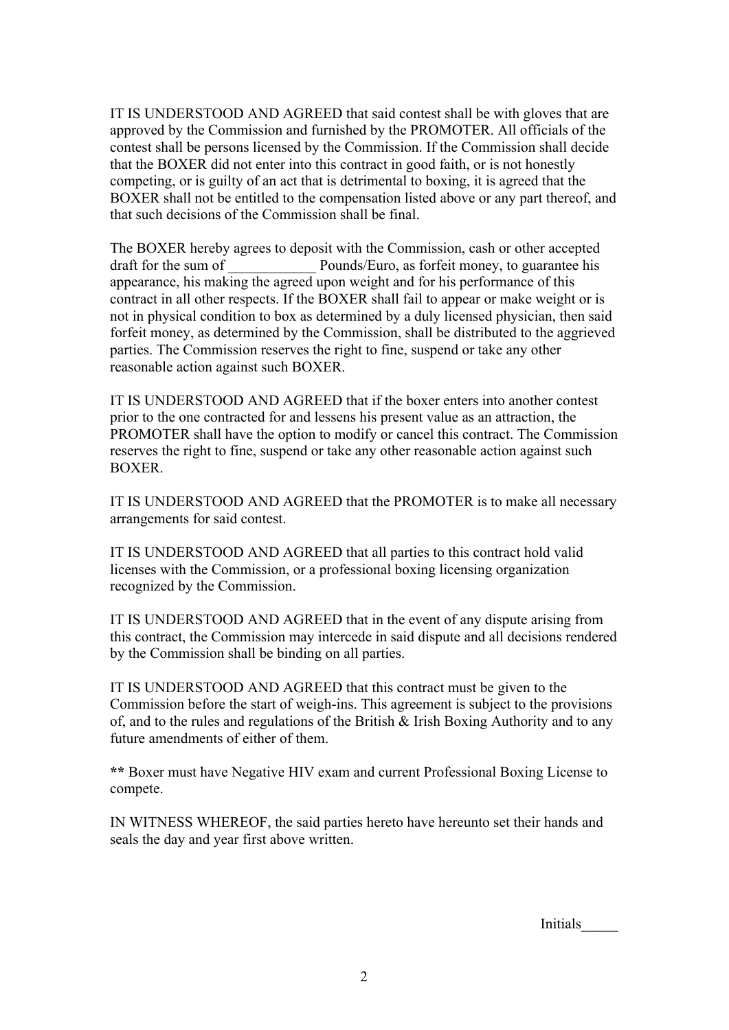IT IS UNDERSTOOD AND AGREED that said contest shall be with gloves that are approved by the Commission and furnished by the PROMOTER. All officials of the contest shall be persons licensed by the Commission. If the Commission shall decide that the BOXER did not enter into this contract in good faith, or is not honestly competing, or is guilty of an act that is detrimental to boxing, it is agreed that the BOXER shall not be entitled to the compensation listed above or any part thereof, and that such decisions of the Commission shall be final.

The BOXER hereby agrees to deposit with the Commission, cash or other accepted draft for the sum of ____________ Pounds/Euro, as forfeit money, to guarantee his appearance, his making the agreed upon weight and for his performance of this contract in all other respects. If the BOXER shall fail to appear or make weight or is not in physical condition to box as determined by a duly licensed physician, then said forfeit money, as determined by the Commission, shall be distributed to the aggrieved parties. The Commission reserves the right to fine, suspend or take any other reasonable action against such BOXER.

IT IS UNDERSTOOD AND AGREED that if the boxer enters into another contest prior to the one contracted for and lessens his present value as an attraction, the PROMOTER shall have the option to modify or cancel this contract. The Commission reserves the right to fine, suspend or take any other reasonable action against such BOXER.

IT IS UNDERSTOOD AND AGREED that the PROMOTER is to make all necessary arrangements for said contest.

IT IS UNDERSTOOD AND AGREED that all parties to this contract hold valid licenses with the Commission, or a professional boxing licensing organization recognized by the Commission.

IT IS UNDERSTOOD AND AGREED that in the event of any dispute arising from this contract, the Commission may intercede in said dispute and all decisions rendered by the Commission shall be binding on all parties.

IT IS UNDERSTOOD AND AGREED that this contract must be given to the Commission before the start of weigh-ins. This agreement is subject to the provisions of, and to the rules and regulations of the British & Irish Boxing Authority and to any future amendments of either of them.

**\*\*** Boxer must have Negative HIV exam and current Professional Boxing License to compete.

IN WITNESS WHEREOF, the said parties hereto have hereunto set their hands and seals the day and year first above written.

Initials_____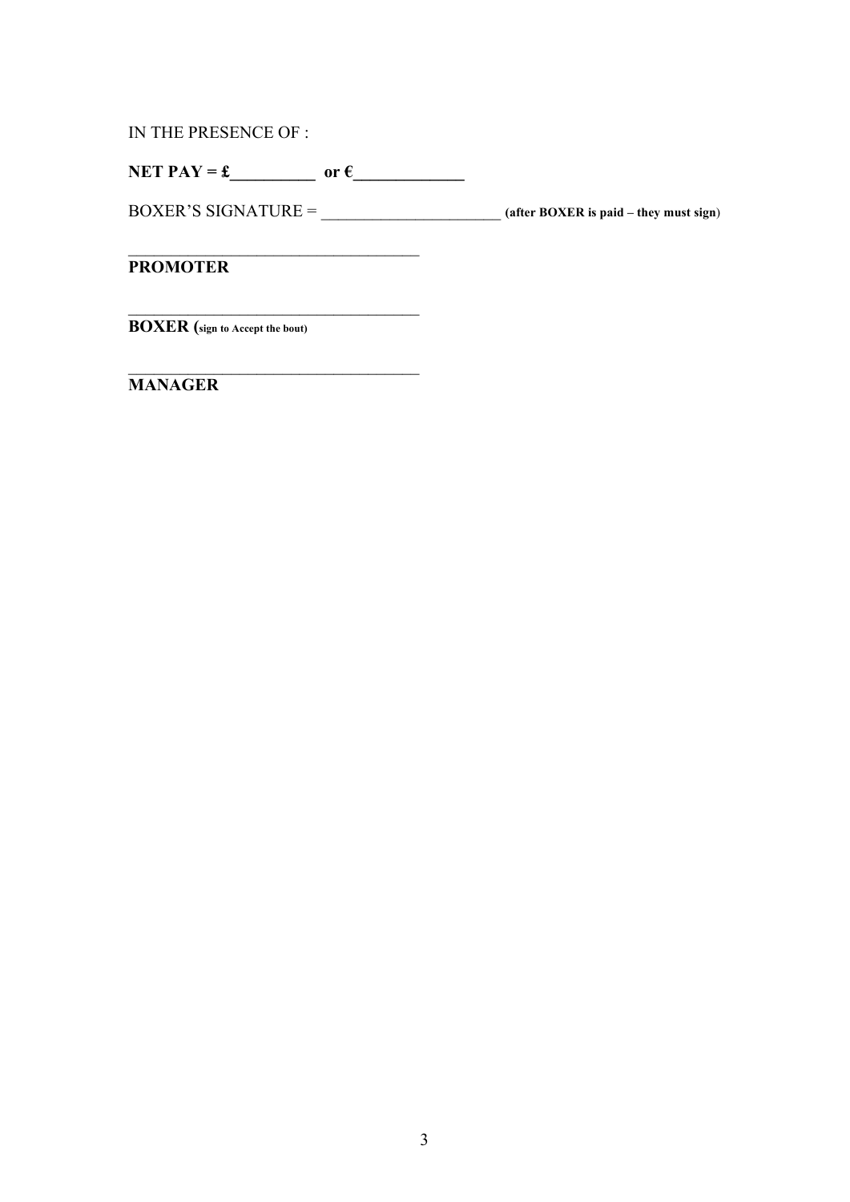IN THE PRESENCE OF :

**NET PAY = £__________ or €_____________**

BOXER'S SIGNATURE = ______________________ **(after BOXER is paid – they must sign)**

___________________________________

**PROMOTER**

___________________________________

**BOXER (sign to Accept the bout)**

___________________________________

**MANAGER**